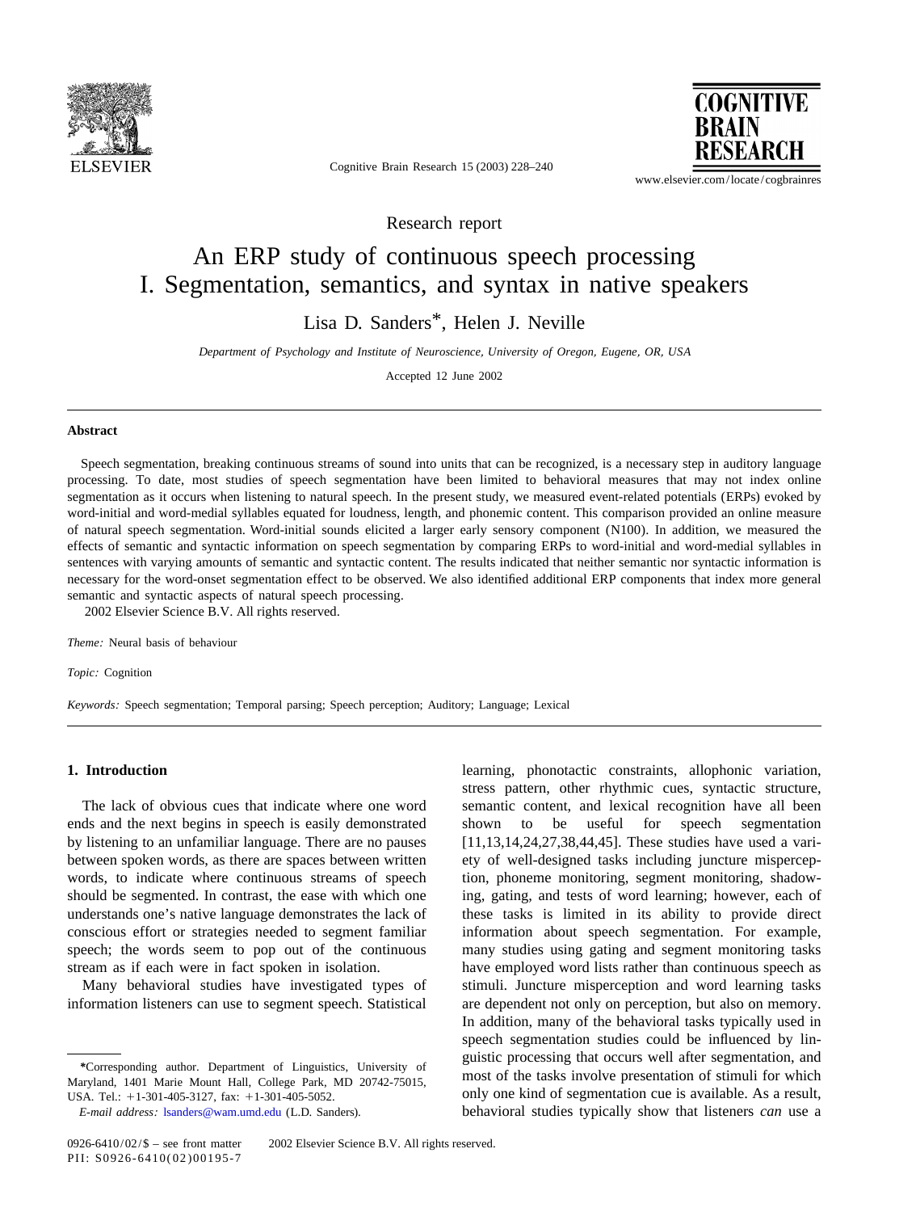Research report

# An ERP study of continuous speech processing I. Segmentation, semantics, and syntax in native speakers

Lisa D. Sanders*, Helen J. Neville

*Department of Psychology and Institute of Neuroscience, University of Oregon, Eugene, OR, USA*

Accepted 12 June 2002

## Abstract

Speech segmentation, breaking continuous streams of sound into units that can be recognized, is a necessary step in auditory language processing. To date, most studies of speech segmentation have been limited to behavioral measures that may not index online segmentation as it occurs when listening to natural speech. In the present study, we measured event-related potentials (ERPs) evoked by word-initial and word-medial syllables equated for loudness, length, and phonemic content. This comparison provided an online measure of natural speech segmentation. Word-initial sounds elicited a larger early sensory component (N100). In addition, we measured the effects of semantic and syntactic information on speech segmentation by comparing ERPs to word-initial and word-medial syllables in sentences with varying amounts of semantic and syntactic content. The results indicated that neither semantic nor syntactic information is necessary for the word-onset segmentation effect to be observed. We also identified additional ERP components that index more general semantic and syntactic aspects of natural speech processing.

2002 Elsevier Science B.V. All rights reserved.

*Theme:* Neural basis of behaviour

*Topic:* Cognition

*Keywords:* Speech segmentation; Temporal parsing; Speech perception; Auditory; Language; Lexical

## 1. Introduction

The lack of obvious cues that indicate where one word ends and the next begins in speech is easily demonstrated by listening to an unfamiliar language. There are no pauses between spoken words, as there are spaces between written words, to indicate where continuous streams of speech should be segmented. In contrast, the ease with which one understands one's native language demonstrates the lack of conscious effort or strategies needed to segment familiar speech; the words seem to pop out of the continuous stream as if each were in fact spoken in isolation.

Many behavioral studies have investigated types of information listeners can use to segment speech. Statistical learning, phonotactic constraints, allophonic variation, stress pattern, other rhythmic cues, syntactic structure, semantic content, and lexical recognition have all been shown to be useful for speech segmentation [11,13,14,24,27,38,44,45]. These studies have used a variety of well-designed tasks including juncture misperception, phoneme monitoring, segment monitoring, shadowing, gating, and tests of word learning; however, each of these tasks is limited in its ability to provide direct information about speech segmentation. For example, many studies using gating and segment monitoring tasks have employed word lists rather than continuous speech as stimuli. Juncture misperception and word learning tasks are dependent not only on perception, but also on memory. In addition, many of the behavioral tasks typically used in speech segmentation studies could be influenced by linguistic processing that occurs well after segmentation, and most of the tasks involve presentation of stimuli for which only one kind of segmentation cue is available. As a result, behavioral studies typically show that listeners *can* use a

*Corresponding author. Department of Linguistics, University of Maryland, 1401 Marie Mount Hall, College Park, MD 20742-75015, USA. Tel.: +1-301-405-3127, fax: +1-301-405-5052.

*E-mail address:* lsanders@wam.umd.edu (L.D. Sanders).

0926-6410/02/$ – see front matter 2002 Elsevier Science B.V. All rights reserved.
PII: S0926-6410(02)00195-7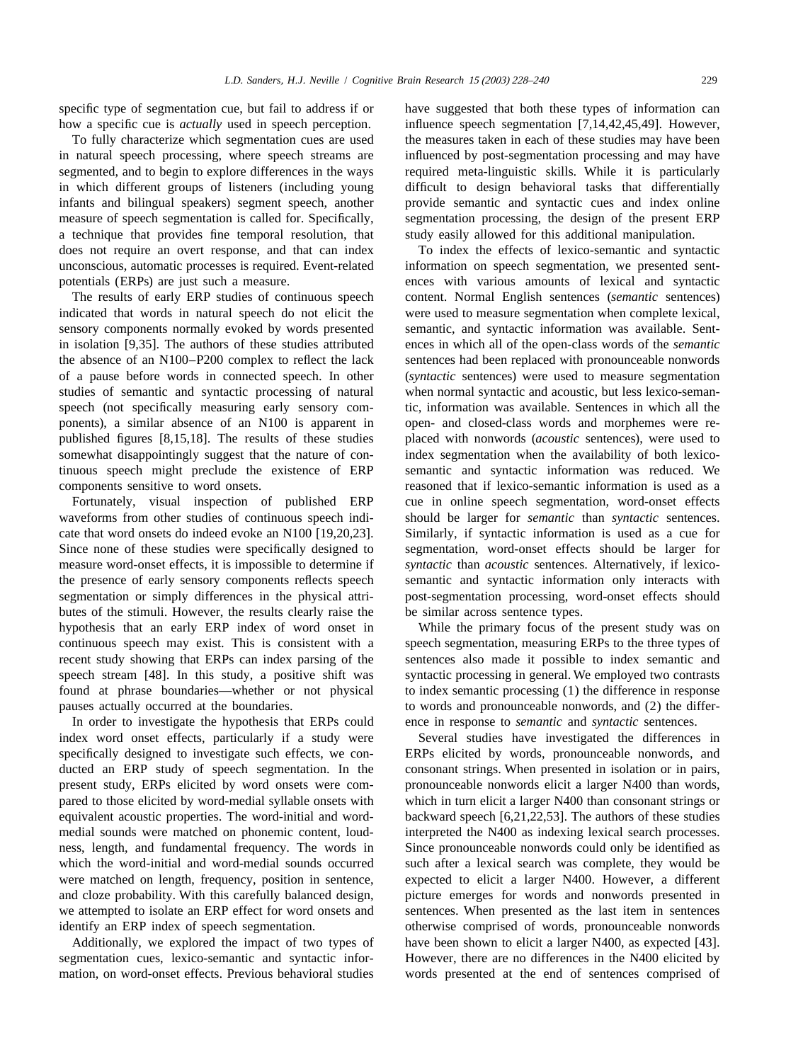specific type of segmentation cue, but fail to address if or how a specific cue is *actually* used in speech perception.

To fully characterize which segmentation cues are used in natural speech processing, where speech streams are segmented, and to begin to explore differences in the ways in which different groups of listeners (including young infants and bilingual speakers) segment speech, another measure of speech segmentation is called for. Specifically, a technique that provides fine temporal resolution, that does not require an overt response, and that can index unconscious, automatic processes is required. Event-related potentials (ERPs) are just such a measure.

The results of early ERP studies of continuous speech indicated that words in natural speech do not elicit the sensory components normally evoked by words presented in isolation [9,35]. The authors of these studies attributed the absence of an N100–P200 complex to reflect the lack of a pause before words in connected speech. In other studies of semantic and syntactic processing of natural speech (not specifically measuring early sensory components), a similar absence of an N100 is apparent in published figures [8,15,18]. The results of these studies somewhat disappointingly suggest that the nature of continuous speech might preclude the existence of ERP components sensitive to word onsets.

Fortunately, visual inspection of published ERP waveforms from other studies of continuous speech indicate that word onsets do indeed evoke an N100 [19,20,23]. Since none of these studies were specifically designed to measure word-onset effects, it is impossible to determine if the presence of early sensory components reflects speech segmentation or simply differences in the physical attributes of the stimuli. However, the results clearly raise the hypothesis that an early ERP index of word onset in continuous speech may exist. This is consistent with a recent study showing that ERPs can index parsing of the speech stream [48]. In this study, a positive shift was found at phrase boundaries—whether or not physical pauses actually occurred at the boundaries.

In order to investigate the hypothesis that ERPs could index word onset effects, particularly if a study were specifically designed to investigate such effects, we conducted an ERP study of speech segmentation. In the present study, ERPs elicited by word onsets were compared to those elicited by word-medial syllable onsets with equivalent acoustic properties. The word-initial and word-medial sounds were matched on phonemic content, loudness, length, and fundamental frequency. The words in which the word-initial and word-medial sounds occurred were matched on length, frequency, position in sentence, and cloze probability. With this carefully balanced design, we attempted to isolate an ERP effect for word onsets and identify an ERP index of speech segmentation.

Additionally, we explored the impact of two types of segmentation cues, lexico-semantic and syntactic information, on word-onset effects. Previous behavioral studies have suggested that both these types of information can influence speech segmentation [7,14,42,45,49]. However, the measures taken in each of these studies may have been influenced by post-segmentation processing and may have required meta-linguistic skills. While it is particularly difficult to design behavioral tasks that differentially provide semantic and syntactic cues and index online segmentation processing, the design of the present ERP study easily allowed for this additional manipulation.

To index the effects of lexico-semantic and syntactic information on speech segmentation, we presented sentences with various amounts of lexical and syntactic content. Normal English sentences (*semantic* sentences) were used to measure segmentation when complete lexical, semantic, and syntactic information was available. Sentences in which all of the open-class words of the *semantic* sentences had been replaced with pronounceable nonwords (*syntactic* sentences) were used to measure segmentation when normal syntactic and acoustic, but less lexico-semantic, information was available. Sentences in which all the open- and closed-class words and morphemes were replaced with nonwords (*acoustic* sentences), were used to index segmentation when the availability of both lexico-semantic and syntactic information was reduced. We reasoned that if lexico-semantic information is used as a cue in online speech segmentation, word-onset effects should be larger for *semantic* than *syntactic* sentences. Similarly, if syntactic information is used as a cue for segmentation, word-onset effects should be larger for *syntactic* than *acoustic* sentences. Alternatively, if lexico-semantic and syntactic information only interacts with post-segmentation processing, word-onset effects should be similar across sentence types.

While the primary focus of the present study was on speech segmentation, measuring ERPs to the three types of sentences also made it possible to index semantic and syntactic processing in general. We employed two contrasts to index semantic processing (1) the difference in response to words and pronounceable nonwords, and (2) the difference in response to *semantic* and *syntactic* sentences.

Several studies have investigated the differences in ERPs elicited by words, pronounceable nonwords, and consonant strings. When presented in isolation or in pairs, pronounceable nonwords elicit a larger N400 than words, which in turn elicit a larger N400 than consonant strings or backward speech [6,21,22,53]. The authors of these studies interpreted the N400 as indexing lexical search processes. Since pronounceable nonwords could only be identified as such after a lexical search was complete, they would be expected to elicit a larger N400. However, a different picture emerges for words and nonwords presented in sentences. When presented as the last item in sentences otherwise comprised of words, pronounceable nonwords have been shown to elicit a larger N400, as expected [43]. However, there are no differences in the N400 elicited by words presented at the end of sentences comprised of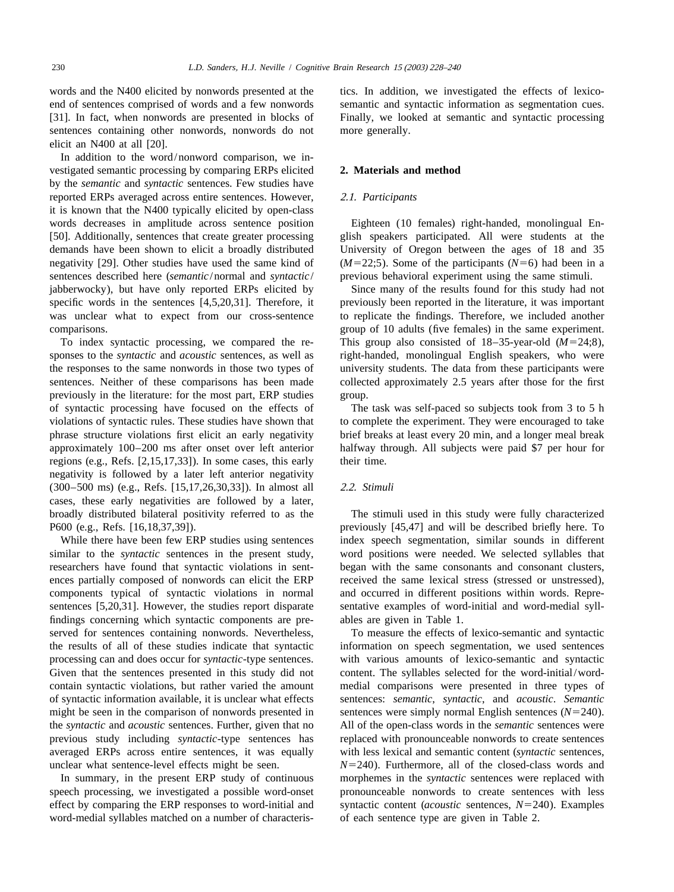words and the N400 elicited by nonwords presented at the end of sentences comprised of words and a few nonwords [31]. In fact, when nonwords are presented in blocks of sentences containing other nonwords, nonwords do not elicit an N400 at all [20].

In addition to the word/nonword comparison, we investigated semantic processing by comparing ERPs elicited by the *semantic* and *syntactic* sentences. Few studies have reported ERPs averaged across entire sentences. However, it is known that the N400 typically elicited by open-class words decreases in amplitude across sentence position [50]. Additionally, sentences that create greater processing demands have been shown to elicit a broadly distributed negativity [29]. Other studies have used the same kind of sentences described here (*semantic*/normal and *syntactic*/jabberwocky), but have only reported ERPs elicited by specific words in the sentences [4,5,20,31]. Therefore, it was unclear what to expect from our cross-sentence comparisons.

To index syntactic processing, we compared the responses to the *syntactic* and *acoustic* sentences, as well as the responses to the same nonwords in those two types of sentences. Neither of these comparisons has been made previously in the literature: for the most part, ERP studies of syntactic processing have focused on the effects of violations of syntactic rules. These studies have shown that phrase structure violations first elicit an early negativity approximately 100–200 ms after onset over left anterior regions (e.g., Refs. [2,15,17,33]). In some cases, this early negativity is followed by a later left anterior negativity (300–500 ms) (e.g., Refs. [15,17,26,30,33]). In almost all cases, these early negativities are followed by a later, broadly distributed bilateral positivity referred to as the P600 (e.g., Refs. [16,18,37,39]).

While there have been few ERP studies using sentences similar to the *syntactic* sentences in the present study, researchers have found that syntactic violations in sentences partially composed of nonwords can elicit the ERP components typical of syntactic violations in normal sentences [5,20,31]. However, the studies report disparate findings concerning which syntactic components are preserved for sentences containing nonwords. Nevertheless, the results of all of these studies indicate that syntactic processing can and does occur for *syntactic*-type sentences. Given that the sentences presented in this study did not contain syntactic violations, but rather varied the amount of syntactic information available, it is unclear what effects might be seen in the comparison of nonwords presented in the *syntactic* and *acoustic* sentences. Further, given that no previous study including *syntactic*-type sentences has averaged ERPs across entire sentences, it was equally unclear what sentence-level effects might be seen.

In summary, in the present ERP study of continuous speech processing, we investigated a possible word-onset effect by comparing the ERP responses to word-initial and word-medial syllables matched on a number of characteristics. In addition, we investigated the effects of lexico-semantic and syntactic information as segmentation cues. Finally, we looked at semantic and syntactic processing more generally.

## 2. Materials and method

### 2.1. Participants

Eighteen (10 females) right-handed, monolingual English speakers participated. All were students at the University of Oregon between the ages of 18 and 35 ($M$=22;5). Some of the participants ($N$=6) had been in a previous behavioral experiment using the same stimuli.

Since many of the results found for this study had not previously been reported in the literature, it was important to replicate the findings. Therefore, we included another group of 10 adults (five females) in the same experiment. This group also consisted of 18–35-year-old ($M$=24;8), right-handed, monolingual English speakers, who were university students. The data from these participants were collected approximately 2.5 years after those for the first group.

The task was self-paced so subjects took from 3 to 5 h to complete the experiment. They were encouraged to take brief breaks at least every 20 min, and a longer meal break halfway through. All subjects were paid $7 per hour for their time.

### 2.2. Stimuli

The stimuli used in this study were fully characterized previously [45,47] and will be described briefly here. To index speech segmentation, similar sounds in different word positions were needed. We selected syllables that began with the same consonants and consonant clusters, received the same lexical stress (stressed or unstressed), and occurred in different positions within words. Representative examples of word-initial and word-medial syllables are given in Table 1.

To measure the effects of lexico-semantic and syntactic information on speech segmentation, we used sentences with various amounts of lexico-semantic and syntactic content. The syllables selected for the word-initial/word-medial comparisons were presented in three types of sentences: *semantic*, *syntactic*, and *acoustic*. *Semantic* sentences were simply normal English sentences ($N$=240). All of the open-class words in the *semantic* sentences were replaced with pronounceable nonwords to create sentences with less lexical and semantic content (*syntactic* sentences, $N$=240). Furthermore, all of the closed-class words and morphemes in the *syntactic* sentences were replaced with pronounceable nonwords to create sentences with less syntactic content (*acoustic* sentences, $N$=240). Examples of each sentence type are given in Table 2.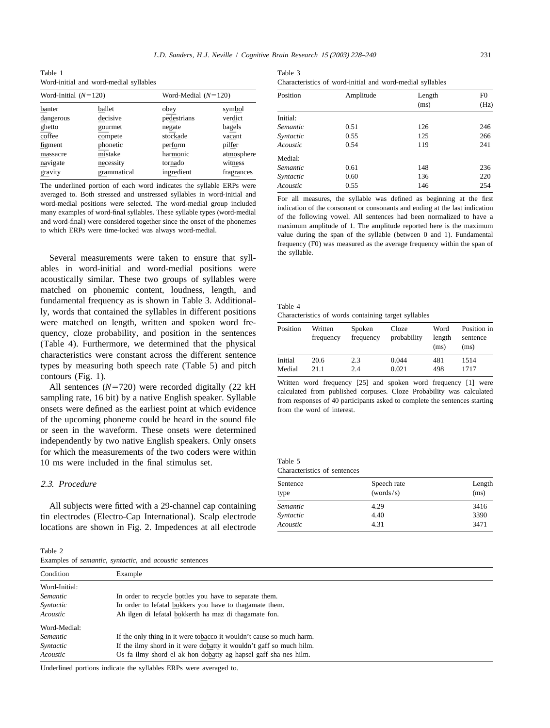Table 1
Word-initial and word-medial syllables

| Word-Initial ($N=120$) | | Word-Medial ($N=120$) | |
|---|---|---|---|
| banter | ballet | obey | symbol |
| dangerous | decisive | pedestrians | verdict |
| ghetto | gourmet | negate | bagels |
| coffee | compete | stockade | vacant |
| figment | phonetic | perform | pilfer |
| massacre | mistake | harmonic | atmosphere |
| navigate | necessity | tornado | witness |
| gravity | grammatical | ingredient | fragrances |

The underlined portion of each word indicates the syllable ERPs were averaged to. Both stressed and unstressed syllables in word-initial and word-medial positions were selected. The word-medial group included many examples of word-final syllables. These syllable types (word-medial and word-final) were considered together since the onset of the phonemes to which ERPs were time-locked was always word-medial.

Several measurements were taken to ensure that syllables in word-initial and word-medial positions were acoustically similar. These two groups of syllables were matched on phonemic content, loudness, length, and fundamental frequency as is shown in Table 3. Additionally, words that contained the syllables in different positions were matched on length, written and spoken word frequency, cloze probability, and position in the sentences (Table 4). Furthermore, we determined that the physical characteristics were constant across the different sentence types by measuring both speech rate (Table 5) and pitch contours (Fig. 1).

All sentences ($N=720$) were recorded digitally (22 kH sampling rate, 16 bit) by a native English speaker. Syllable onsets were defined as the earliest point at which evidence of the upcoming phoneme could be heard in the sound file or seen in the waveform. These onsets were determined independently by two native English speakers. Only onsets for which the measurements of the two coders were within 10 ms were included in the final stimulus set.

### 2.3. Procedure

All subjects were fitted with a 29-channel cap containing tin electrodes (Electro-Cap International). Scalp electrode locations are shown in Fig. 2. Impedences at all electrode

Table 3
Characteristics of word-initial and word-medial syllables

| Position | Amplitude | Length (ms) | F0 (Hz) |
|---|---|---|---|
| Initial: | | | |
| *Semantic* | 0.51 | 126 | 246 |
| *Syntactic* | 0.55 | 125 | 266 |
| *Acoustic* | 0.54 | 119 | 241 |
| Medial: | | | |
| *Semantic* | 0.61 | 148 | 236 |
| *Syntactic* | 0.60 | 136 | 220 |
| *Acoustic* | 0.55 | 146 | 254 |

For all measures, the syllable was defined as beginning at the first indication of the consonant or consonants and ending at the last indication of the following vowel. All sentences had been normalized to have a maximum amplitude of 1. The amplitude reported here is the maximum value during the span of the syllable (between 0 and 1). Fundamental frequency (F0) was measured as the average frequency within the span of the syllable.

Table 4
Characteristics of words containing target syllables

| Position | Written frequency | Spoken frequency | Cloze probability | Word length (ms) | Position in sentence (ms) |
|---|---|---|---|---|---|
| Initial | 20.6 | 2.3 | 0.044 | 481 | 1514 |
| Medial | 21.1 | 2.4 | 0.021 | 498 | 1717 |

Written word frequency [25] and spoken word frequency [1] were calculated from published corpuses. Cloze Probability was calculated from responses of 40 participants asked to complete the sentences starting from the word of interest.

Table 5
Characteristics of sentences

| Sentence type | Speech rate (words/s) | Length (ms) |
|---|---|---|
| *Semantic* | 4.29 | 3416 |
| *Syntactic* | 4.40 | 3390 |
| *Acoustic* | 4.31 | 3471 |

Table 2
Examples of *semantic*, *syntactic*, and *acoustic* sentences

| Condition | Example |
|---|---|
| Word-Initial: | |
| *Semantic* | In order to recycle bottles you have to separate them. |
| *Syntactic* | In order to lefatal bokkers you have to thagamate them. |
| *Acoustic* | Ah ilgen di lefatal bokkerth ha maz di thagamate fon. |
| Word-Medial: | |
| *Semantic* | If the only thing in it were tobacco it wouldn't cause so much harm. |
| *Syntactic* | If the ilmy shord in it were dobatty it wouldn't gaff so much hilm. |
| *Acoustic* | Os fa ilmy shord el ak hon dobatty ag hapsel gaff sha nes hilm. |

Underlined portions indicate the syllables ERPs were averaged to.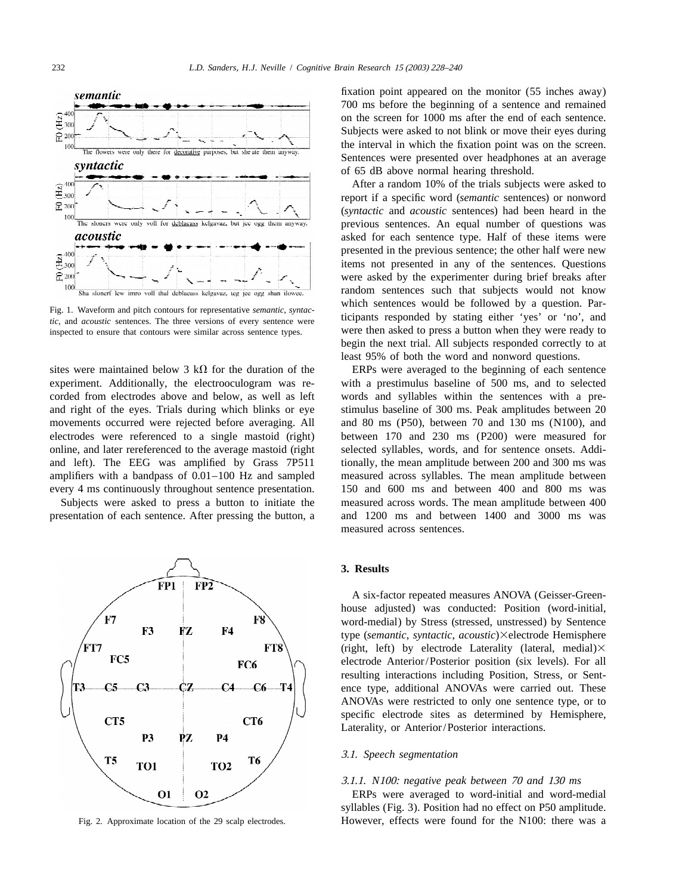Fig. 1. Waveform and pitch contours for representative *semantic*, *syntactic*, and *acoustic* sentences. The three versions of every sentence were inspected to ensure that contours were similar across sentence types.

sites were maintained below 3 kΩ for the duration of the experiment. Additionally, the electrooculogram was recorded from electrodes above and below, as well as left and right of the eyes. Trials during which blinks or eye movements occurred were rejected before averaging. All electrodes were referenced to a single mastoid (right) online, and later rereferenced to the average mastoid (right and left). The EEG was amplified by Grass 7P511 amplifiers with a bandpass of 0.01–100 Hz and sampled every 4 ms continuously throughout sentence presentation.

Subjects were asked to press a button to initiate the presentation of each sentence. After pressing the button, a fixation point appeared on the monitor (55 inches away) 700 ms before the beginning of a sentence and remained on the screen for 1000 ms after the end of each sentence. Subjects were asked to not blink or move their eyes during the interval in which the fixation point was on the screen. Sentences were presented over headphones at an average of 65 dB above normal hearing threshold.

After a random 10% of the trials subjects were asked to report if a specific word (*semantic* sentences) or nonword (*syntactic* and *acoustic* sentences) had been heard in the previous sentences. An equal number of questions was asked for each sentence type. Half of these items were presented in the previous sentence; the other half were new items not presented in any of the sentences. Questions were asked by the experimenter during brief breaks after random sentences such that subjects would not know which sentences would be followed by a question. Participants responded by stating either 'yes' or 'no', and were then asked to press a button when they were ready to begin the next trial. All subjects responded correctly to at least 95% of both the word and nonword questions.

ERPs were averaged to the beginning of each sentence with a prestimulus baseline of 500 ms, and to selected words and syllables within the sentences with a prestimulus baseline of 300 ms. Peak amplitudes between 20 and 80 ms (P50), between 70 and 130 ms (N100), and between 170 and 230 ms (P200) were measured for selected syllables, words, and for sentence onsets. Additionally, the mean amplitude between 200 and 300 ms was measured across syllables. The mean amplitude between 150 and 600 ms and between 400 and 800 ms was measured across words. The mean amplitude between 400 and 1200 ms and between 1400 and 3000 ms was measured across sentences.

Fig. 2. Approximate location of the 29 scalp electrodes.

## 3. Results

A six-factor repeated measures ANOVA (Geisser-Greenhouse adjusted) was conducted: Position (word-initial, word-medial) by Stress (stressed, unstressed) by Sentence type (*semantic*, *syntactic*, *acoustic*)×electrode Hemisphere (right, left) by electrode Laterality (lateral, medial)× electrode Anterior/Posterior position (six levels). For all resulting interactions including Position, Stress, or Sentence type, additional ANOVAs were carried out. These ANOVAs were restricted to only one sentence type, or to specific electrode sites as determined by Hemisphere, Laterality, or Anterior/Posterior interactions.

### *3.1. Speech segmentation*

#### *3.1.1. N100: negative peak between 70 and 130 ms*

ERPs were averaged to word-initial and word-medial syllables (Fig. 3). Position had no effect on P50 amplitude. However, effects were found for the N100: there was a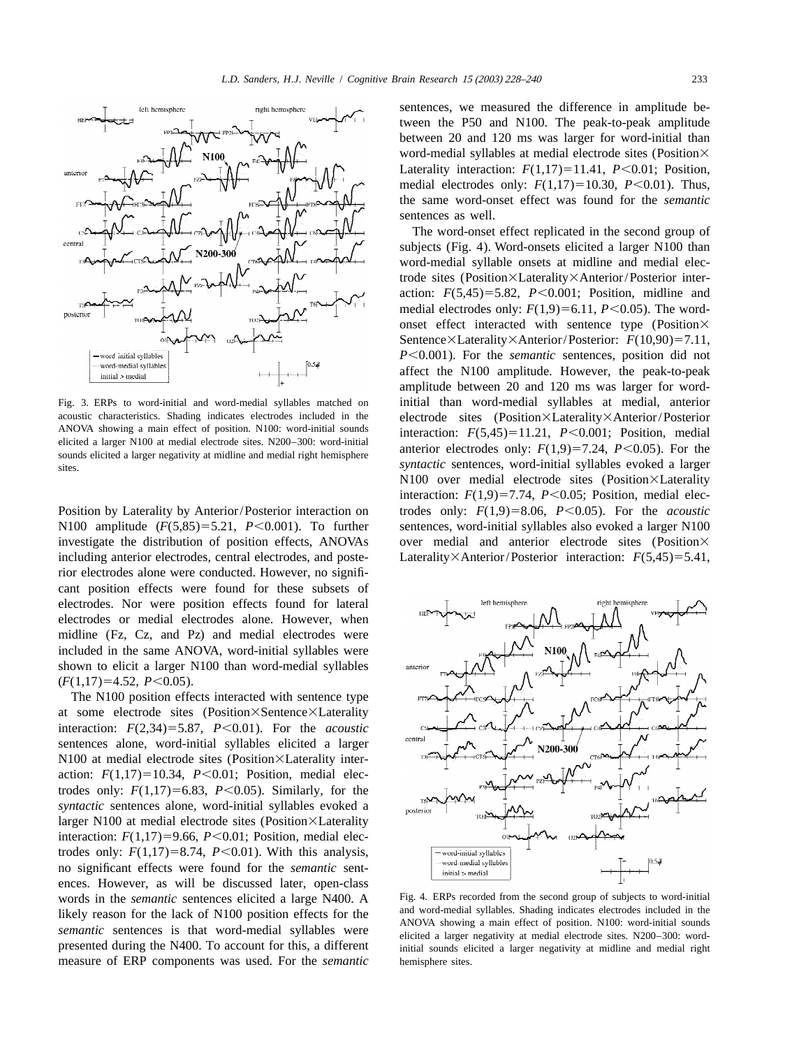Fig. 3. ERPs to word-initial and word-medial syllables matched on acoustic characteristics. Shading indicates electrodes included in the ANOVA showing a main effect of position. N100: word-initial sounds elicited a larger N100 at medial electrode sites. N200–300: word-initial sounds elicited a larger negativity at midline and medial right hemisphere sites.

Position by Laterality by Anterior/Posterior interaction on N100 amplitude ($F(5,85)=5.21$, $P<0.001$). To further investigate the distribution of position effects, ANOVAs including anterior electrodes, central electrodes, and posterior electrodes alone were conducted. However, no significant position effects were found for these subsets of electrodes. Nor were position effects found for lateral electrodes or medial electrodes alone. However, when midline (Fz, Cz, and Pz) and medial electrodes were included in the same ANOVA, word-initial syllables were shown to elicit a larger N100 than word-medial syllables ($F(1,17)=4.52$, $P<0.05$).

The N100 position effects interacted with sentence type at some electrode sites (Position×Sentence×Laterality interaction: $F(2,34)=5.87$, $P<0.01$). For the *acoustic* sentences alone, word-initial syllables elicited a larger N100 at medial electrode sites (Position×Laterality interaction: $F(1,17)=10.34$, $P<0.01$; Position, medial electrodes only: $F(1,17)=6.83$, $P<0.05$). Similarly, for the *syntactic* sentences alone, word-initial syllables evoked a larger N100 at medial electrode sites (Position×Laterality interaction: $F(1,17)=9.66$, $P<0.01$; Position, medial electrodes only: $F(1,17)=8.74$, $P<0.01$). With this analysis, no significant effects were found for the *semantic* sentences. However, as will be discussed later, open-class words in the *semantic* sentences elicited a large N400. A likely reason for the lack of N100 position effects for the *semantic* sentences is that word-medial syllables were presented during the N400. To account for this, a different measure of ERP components was used. For the *semantic* sentences, we measured the difference in amplitude between the P50 and N100. The peak-to-peak amplitude between 20 and 120 ms was larger for word-initial than word-medial syllables at medial electrode sites (Position×Laterality interaction: $F(1,17)=11.41$, $P<0.01$; Position, medial electrodes only: $F(1,17)=10.30$, $P<0.01$). Thus, the same word-onset effect was found for the *semantic* sentences as well.

The word-onset effect replicated in the second group of subjects (Fig. 4). Word-onsets elicited a larger N100 than word-medial syllable onsets at midline and medial electrode sites (Position×Laterality×Anterior/Posterior interaction: $F(5,45)=5.82$, $P<0.001$; Position, midline and medial electrodes only: $F(1,9)=6.11$, $P<0.05$). The word-onset effect interacted with sentence type (Position×Sentence×Laterality×Anterior/Posterior: $F(10,90)=7.11$, $P<0.001$). For the *semantic* sentences, position did not affect the N100 amplitude. However, the peak-to-peak amplitude between 20 and 120 ms was larger for word-initial than word-medial syllables at medial, anterior electrode sites (Position×Laterality×Anterior/Posterior interaction: $F(5,45)=11.21$, $P<0.001$; Position, medial anterior electrodes only: $F(1,9)=7.24$, $P<0.05$). For the *syntactic* sentences, word-initial syllables evoked a larger N100 over medial electrode sites (Position×Laterality interaction: $F(1,9)=7.74$, $P<0.05$; Position, medial electrodes only: $F(1,9)=8.06$, $P<0.05$). For the *acoustic* sentences, word-initial syllables also evoked a larger N100 over medial and anterior electrode sites (Position×Laterality×Anterior/Posterior interaction: $F(5,45)=5.41$,

Fig. 4. ERPs recorded from the second group of subjects to word-initial and word-medial syllables. Shading indicates electrodes included in the ANOVA showing a main effect of position. N100: word-initial sounds elicited a larger negativity at medial electrode sites. N200–300: word-initial sounds elicited a larger negativity at midline and medial right hemisphere sites.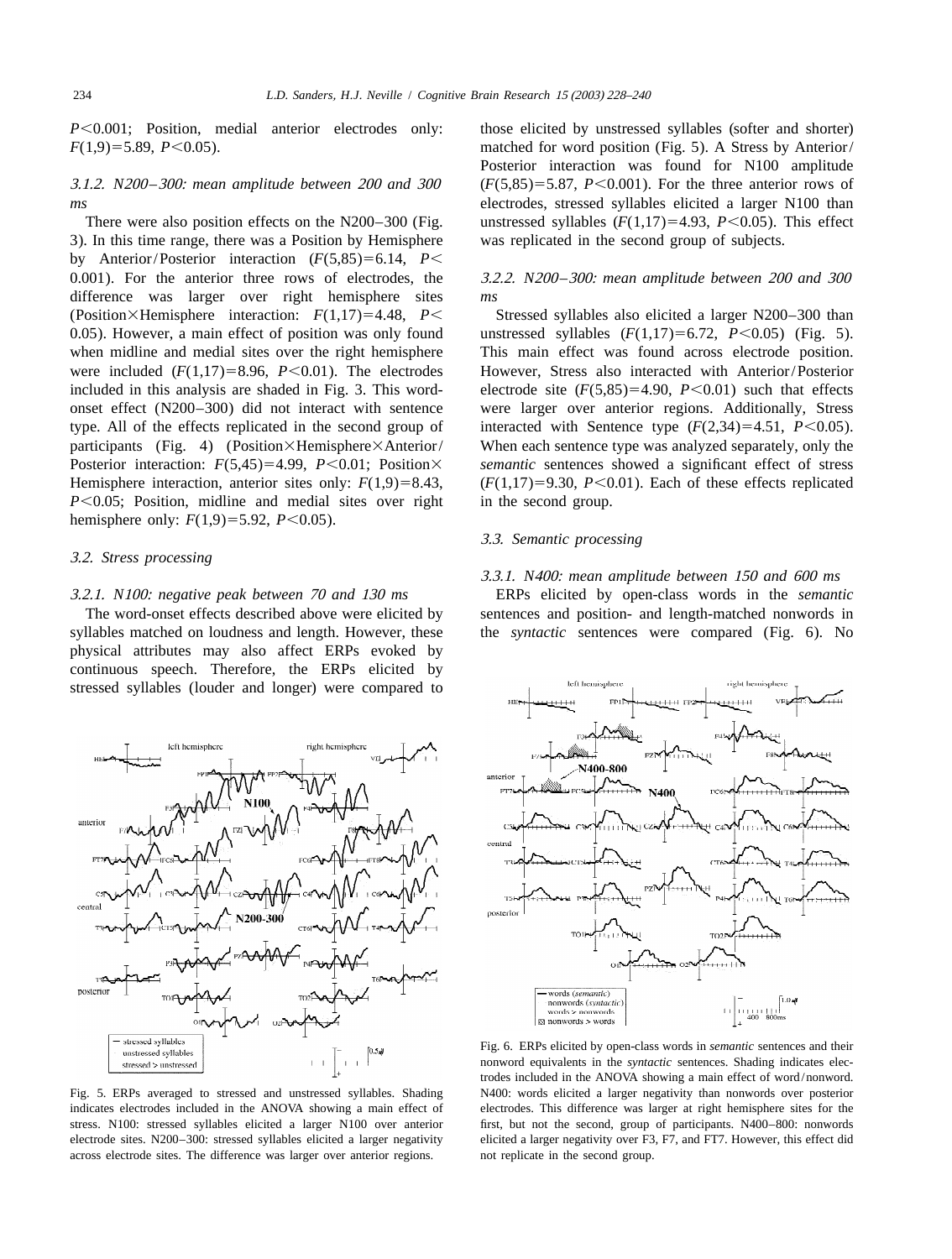$P<0.001$; Position, medial anterior electrodes only: $F(1,9)=5.89$, $P<0.05$).

### 3.1.2. N200–300: mean amplitude between 200 and 300 ms

There were also position effects on the N200–300 (Fig. 3). In this time range, there was a Position by Hemisphere by Anterior/Posterior interaction ($F(5,85)=6.14$, $P<0.001$). For the anterior three rows of electrodes, the difference was larger over right hemisphere sites (Position×Hemisphere interaction: $F(1,17)=4.48$, $P<0.05$). However, a main effect of position was only found when midline and medial sites over the right hemisphere were included ($F(1,17)=8.96$, $P<0.01$). The electrodes included in this analysis are shaded in Fig. 3. This word-onset effect (N200–300) did not interact with sentence type. All of the effects replicated in the second group of participants (Fig. 4) (Position×Hemisphere×Anterior/Posterior interaction: $F(5,45)=4.99$, $P<0.01$; Position×Hemisphere interaction, anterior sites only: $F(1,9)=8.43$, $P<0.05$; Position, midline and medial sites over right hemisphere only: $F(1,9)=5.92$, $P<0.05$).

## 3.2. Stress processing

### 3.2.1. N100: negative peak between 70 and 130 ms

The word-onset effects described above were elicited by syllables matched on loudness and length. However, these physical attributes may also affect ERPs evoked by continuous speech. Therefore, the ERPs elicited by stressed syllables (louder and longer) were compared to those elicited by unstressed syllables (softer and shorter) matched for word position (Fig. 5). A Stress by Anterior/Posterior interaction was found for N100 amplitude ($F(5,85)=5.87$, $P<0.001$). For the three anterior rows of electrodes, stressed syllables elicited a larger N100 than unstressed syllables ($F(1,17)=4.93$, $P<0.05$). This effect was replicated in the second group of subjects.

### 3.2.2. N200–300: mean amplitude between 200 and 300 ms

Stressed syllables also elicited a larger N200–300 than unstressed syllables ($F(1,17)=6.72$, $P<0.05$) (Fig. 5). This main effect was found across electrode position. However, Stress also interacted with Anterior/Posterior electrode site ($F(5,85)=4.90$, $P<0.01$) such that effects were larger over anterior regions. Additionally, Stress interacted with Sentence type ($F(2,34)=4.51$, $P<0.05$). When each sentence type was analyzed separately, only the *semantic* sentences showed a significant effect of stress ($F(1,17)=9.30$, $P<0.01$). Each of these effects replicated in the second group.

## 3.3. Semantic processing

### 3.3.1. N400: mean amplitude between 150 and 600 ms

ERPs elicited by open-class words in the *semantic* sentences and position- and length-matched nonwords in the *syntactic* sentences were compared (Fig. 6). No

Fig. 5. ERPs averaged to stressed and unstressed syllables. Shading indicates electrodes included in the ANOVA showing a main effect of stress. N100: stressed syllables elicited a larger N100 over anterior electrode sites. N200–300: stressed syllables elicited a larger negativity across electrode sites. The difference was larger over anterior regions.

Fig. 6. ERPs elicited by open-class words in *semantic* sentences and their nonword equivalents in the *syntactic* sentences. Shading indicates electrodes included in the ANOVA showing a main effect of word/nonword. N400: words elicited a larger negativity than nonwords over posterior electrodes. This difference was larger at right hemisphere sites for the first, but not the second, group of participants. N400–800: nonwords elicited a larger negativity over F3, F7, and FT7. However, this effect did not replicate in the second group.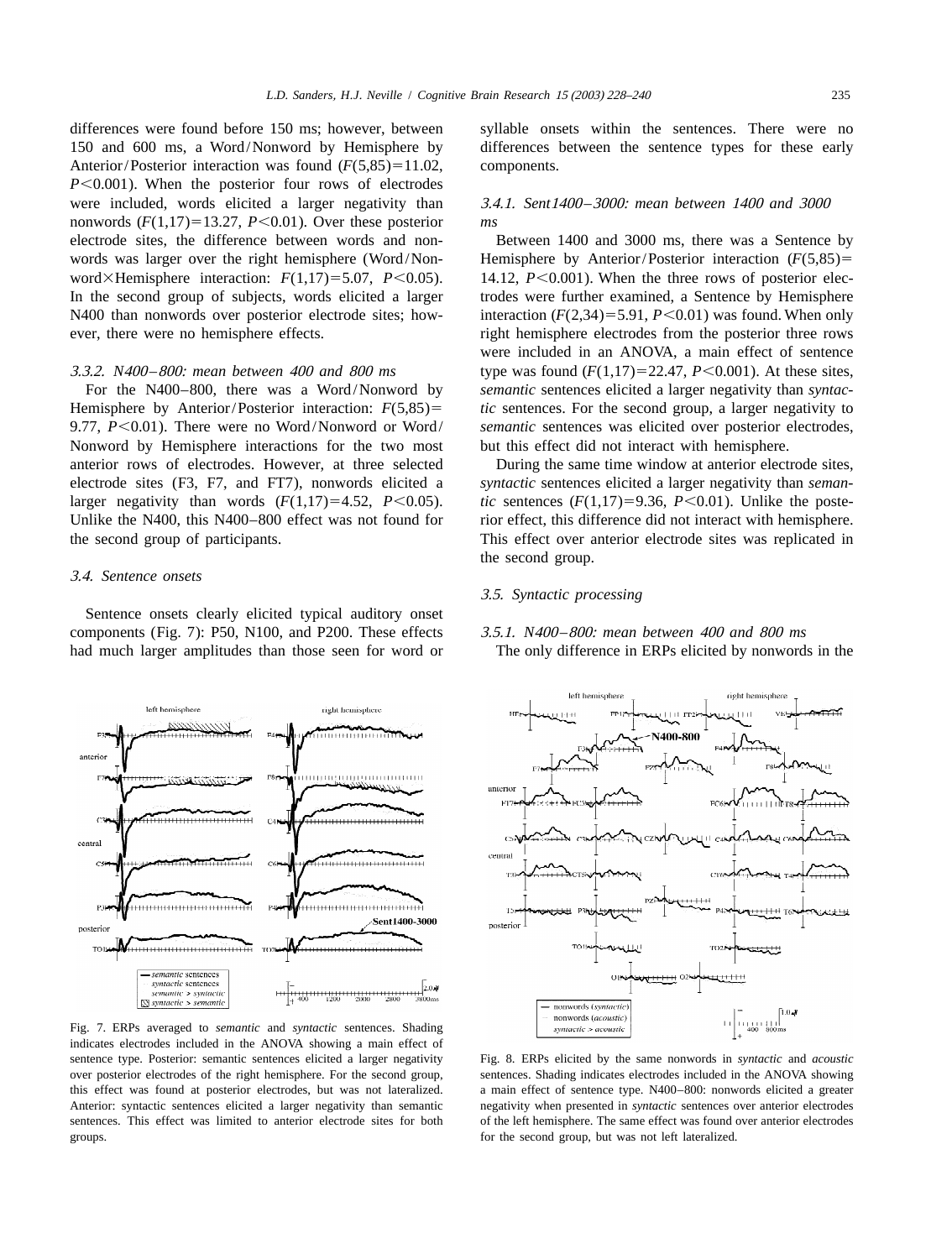differences were found before 150 ms; however, between 150 and 600 ms, a Word/Nonword by Hemisphere by Anterior/Posterior interaction was found ($F(5,85)=11.02$, $P<0.001$). When the posterior four rows of electrodes were included, words elicited a larger negativity than nonwords ($F(1,17)=13.27$, $P<0.01$). Over these posterior electrode sites, the difference between words and nonwords was larger over the right hemisphere (Word/Nonword×Hemisphere interaction: $F(1,17)=5.07$, $P<0.05$). In the second group of subjects, words elicited a larger N400 than nonwords over posterior electrode sites; however, there were no hemisphere effects.

#### *3.3.2. N400–800: mean between 400 and 800 ms*

For the N400–800, there was a Word/Nonword by Hemisphere by Anterior/Posterior interaction: $F(5,85)=9.77$, $P<0.01$). There were no Word/Nonword or Word/Nonword by Hemisphere interactions for the two most anterior rows of electrodes. However, at three selected electrode sites (F3, F7, and FT7), nonwords elicited a larger negativity than words ($F(1,17)=4.52$, $P<0.05$). Unlike the N400, this N400–800 effect was not found for the second group of participants.

### *3.4. Sentence onsets*

Sentence onsets clearly elicited typical auditory onset components (Fig. 7): P50, N100, and P200. These effects had much larger amplitudes than those seen for word or syllable onsets within the sentences. There were no differences between the sentence types for these early components.

#### *3.4.1. Sent1400–3000: mean between 1400 and 3000 ms*

Between 1400 and 3000 ms, there was a Sentence by Hemisphere by Anterior/Posterior interaction ($F(5,85)=14.12$, $P<0.001$). When the three rows of posterior electrodes were further examined, a Sentence by Hemisphere interaction ($F(2,34)=5.91$, $P<0.01$) was found. When only right hemisphere electrodes from the posterior three rows were included in an ANOVA, a main effect of sentence type was found ($F(1,17)=22.47$, $P<0.001$). At these sites, *semantic* sentences elicited a larger negativity than *syntactic* sentences. For the second group, a larger negativity to *semantic* sentences was elicited over posterior electrodes, but this effect did not interact with hemisphere.

During the same time window at anterior electrode sites, *syntactic* sentences elicited a larger negativity than *semantic* sentences ($F(1,17)=9.36$, $P<0.01$). Unlike the posterior effect, this difference did not interact with hemisphere. This effect over anterior electrode sites was replicated in the second group.

### *3.5. Syntactic processing*

#### *3.5.1. N400–800: mean between 400 and 800 ms*

The only difference in ERPs elicited by nonwords in the

Fig. 7. ERPs averaged to *semantic* and *syntactic* sentences. Shading indicates electrodes included in the ANOVA showing a main effect of sentence type. Posterior: semantic sentences elicited a larger negativity over posterior electrodes of the right hemisphere. For the second group, this effect was found at posterior electrodes, but was not lateralized. Anterior: syntactic sentences elicited a larger negativity than semantic sentences. This effect was limited to anterior electrode sites for both groups.

Fig. 8. ERPs elicited by the same nonwords in *syntactic* and *acoustic* sentences. Shading indicates electrodes included in the ANOVA showing a main effect of sentence type. N400–800: nonwords elicited a greater negativity when presented in *syntactic* sentences over anterior electrodes of the left hemisphere. The same effect was found over anterior electrodes for the second group, but was not left lateralized.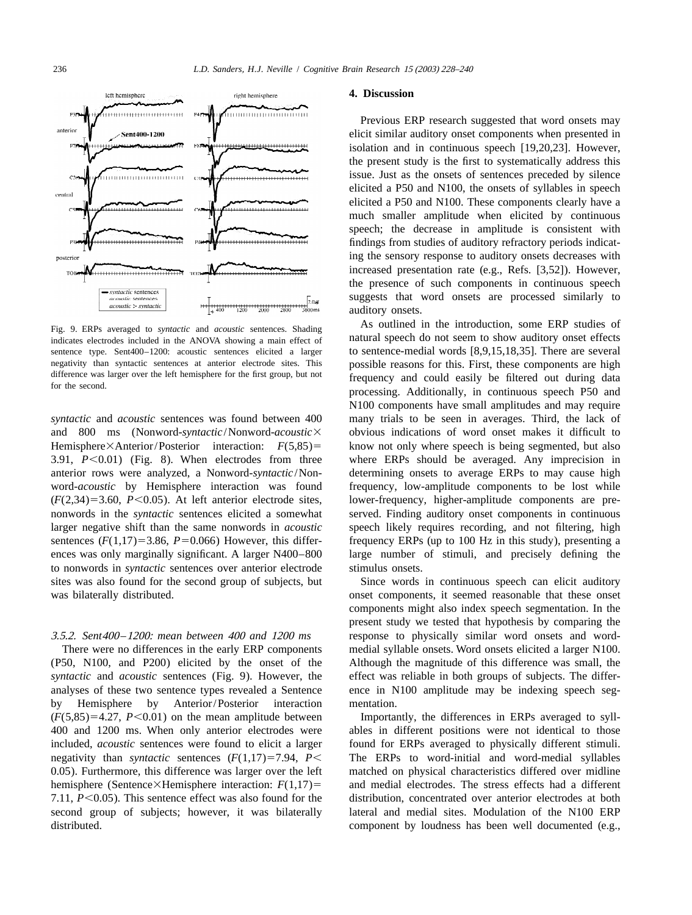Fig. 9. ERPs averaged to *syntactic* and *acoustic* sentences. Shading indicates electrodes included in the ANOVA showing a main effect of sentence type. Sent400–1200: acoustic sentences elicited a larger negativity than syntactic sentences at anterior electrode sites. This difference was larger over the left hemisphere for the first group, but not for the second.

*syntactic* and *acoustic* sentences was found between 400 and 800 ms (Nonword-*syntactic*/Nonword-*acoustic*×Hemisphere×Anterior/Posterior interaction: $F(5,85)=3.91$, $P<0.01$) (Fig. 8). When electrodes from three anterior rows were analyzed, a Nonword-*syntactic*/Nonword-*acoustic* by Hemisphere interaction was found ($F(2,34)=3.60$, $P<0.05$). At left anterior electrode sites, nonwords in the *syntactic* sentences elicited a somewhat larger negative shift than the same nonwords in *acoustic* sentences ($F(1,17)=3.86$, $P=0.066$) However, this differences was only marginally significant. A larger N400–800 to nonwords in *syntactic* sentences over anterior electrode sites was also found for the second group of subjects, but was bilaterally distributed.

#### 3.5.2. Sent400–1200: mean between 400 and 1200 ms

There were no differences in the early ERP components (P50, N100, and P200) elicited by the onset of the *syntactic* and *acoustic* sentences (Fig. 9). However, the analyses of these two sentence types revealed a Sentence by Hemisphere by Anterior/Posterior interaction ($F(5,85)=4.27$, $P<0.01$) on the mean amplitude between 400 and 1200 ms. When only anterior electrodes were included, *acoustic* sentences were found to elicit a larger negativity than *syntactic* sentences ($F(1,17)=7.94$, $P<0.05$). Furthermore, this difference was larger over the left hemisphere (Sentence×Hemisphere interaction: $F(1,17)=7.11$, $P<0.05$). This sentence effect was also found for the second group of subjects; however, it was bilaterally distributed.

## 4. Discussion

Previous ERP research suggested that word onsets may elicit similar auditory onset components when presented in isolation and in continuous speech [19,20,23]. However, the present study is the first to systematically address this issue. Just as the onsets of sentences preceded by silence elicited a P50 and N100, the onsets of syllables in speech elicited a P50 and N100. These components clearly have a much smaller amplitude when elicited by continuous speech; the decrease in amplitude is consistent with findings from studies of auditory refractory periods indicating the sensory response to auditory onsets decreases with increased presentation rate (e.g., Refs. [3,52]). However, the presence of such components in continuous speech suggests that word onsets are processed similarly to auditory onsets.

As outlined in the introduction, some ERP studies of natural speech do not seem to show auditory onset effects to sentence-medial words [8,9,15,18,35]. There are several possible reasons for this. First, these components are high frequency and could easily be filtered out during data processing. Additionally, in continuous speech P50 and N100 components have small amplitudes and may require many trials to be seen in averages. Third, the lack of obvious indications of word onset makes it difficult to know not only where speech is being segmented, but also where ERPs should be averaged. Any imprecision in determining onsets to average ERPs to may cause high frequency, low-amplitude components to be lost while lower-frequency, higher-amplitude components are preserved. Finding auditory onset components in continuous speech likely requires recording, and not filtering, high frequency ERPs (up to 100 Hz in this study), presenting a large number of stimuli, and precisely defining the stimulus onsets.

Since words in continuous speech can elicit auditory onset components, it seemed reasonable that these onset components might also index speech segmentation. In the present study we tested that hypothesis by comparing the response to physically similar word onsets and word-medial syllable onsets. Word onsets elicited a larger N100. Although the magnitude of this difference was small, the effect was reliable in both groups of subjects. The difference in N100 amplitude may be indexing speech segmentation.

Importantly, the differences in ERPs averaged to syllables in different positions were not identical to those found for ERPs averaged to physically different stimuli. The ERPs to word-initial and word-medial syllables matched on physical characteristics differed over midline and medial electrodes. The stress effects had a different distribution, concentrated over anterior electrodes at both lateral and medial sites. Modulation of the N100 ERP component by loudness has been well documented (e.g.,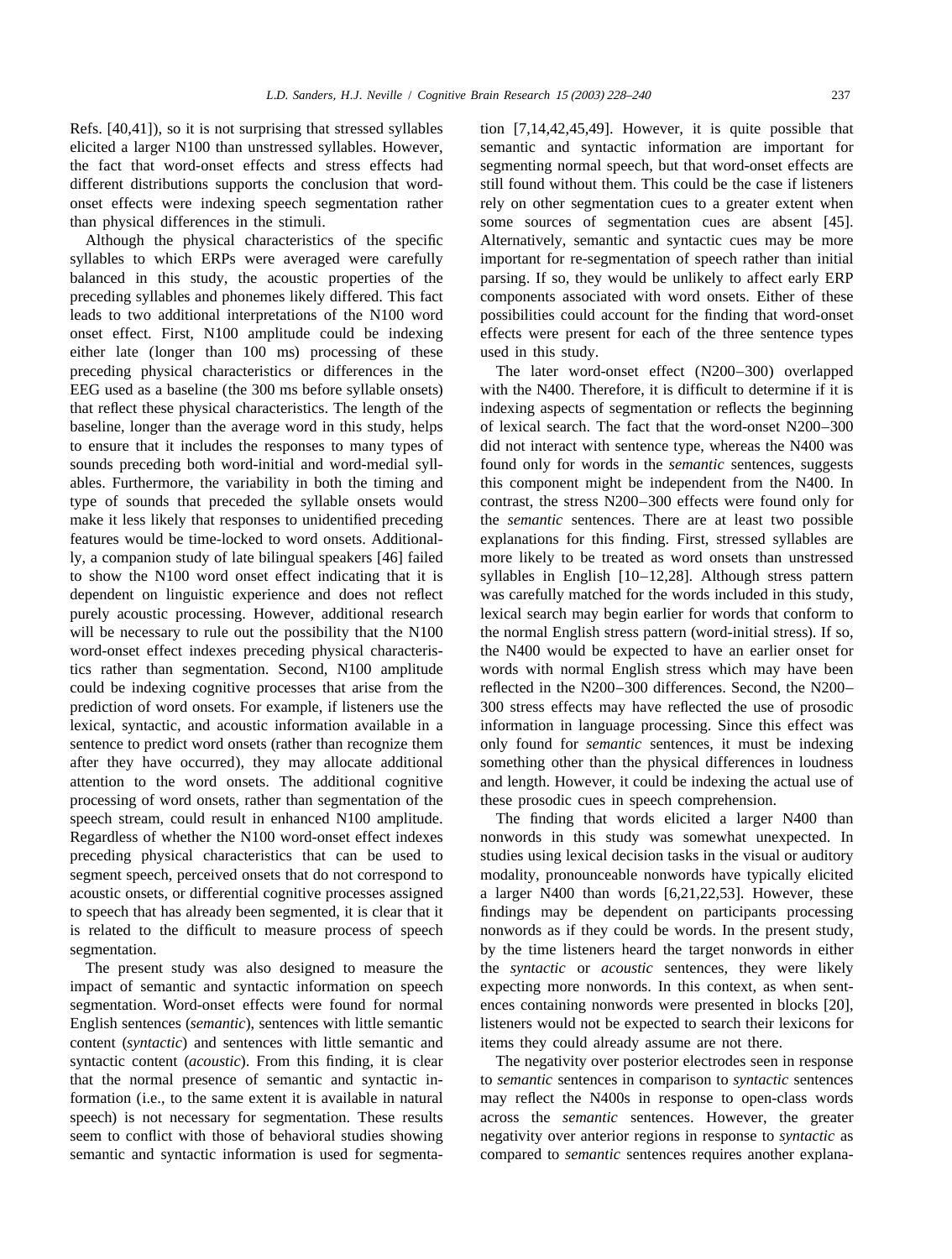Refs. [40,41]), so it is not surprising that stressed syllables elicited a larger N100 than unstressed syllables. However, the fact that word-onset effects and stress effects had different distributions supports the conclusion that word-onset effects were indexing speech segmentation rather than physical differences in the stimuli.

Although the physical characteristics of the specific syllables to which ERPs were averaged were carefully balanced in this study, the acoustic properties of the preceding syllables and phonemes likely differed. This fact leads to two additional interpretations of the N100 word onset effect. First, N100 amplitude could be indexing either late (longer than 100 ms) processing of these preceding physical characteristics or differences in the EEG used as a baseline (the 300 ms before syllable onsets) that reflect these physical characteristics. The length of the baseline, longer than the average word in this study, helps to ensure that it includes the responses to many types of sounds preceding both word-initial and word-medial syllables. Furthermore, the variability in both the timing and type of sounds that preceded the syllable onsets would make it less likely that responses to unidentified preceding features would be time-locked to word onsets. Additionally, a companion study of late bilingual speakers [46] failed to show the N100 word onset effect indicating that it is dependent on linguistic experience and does not reflect purely acoustic processing. However, additional research will be necessary to rule out the possibility that the N100 word-onset effect indexes preceding physical characteristics rather than segmentation. Second, N100 amplitude could be indexing cognitive processes that arise from the prediction of word onsets. For example, if listeners use the lexical, syntactic, and acoustic information available in a sentence to predict word onsets (rather than recognize them after they have occurred), they may allocate additional attention to the word onsets. The additional cognitive processing of word onsets, rather than segmentation of the speech stream, could result in enhanced N100 amplitude. Regardless of whether the N100 word-onset effect indexes preceding physical characteristics that can be used to segment speech, perceived onsets that do not correspond to acoustic onsets, or differential cognitive processes assigned to speech that has already been segmented, it is clear that it is related to the difficult to measure process of speech segmentation.

The present study was also designed to measure the impact of semantic and syntactic information on speech segmentation. Word-onset effects were found for normal English sentences (*semantic*), sentences with little semantic content (*syntactic*) and sentences with little semantic and syntactic content (*acoustic*). From this finding, it is clear that the normal presence of semantic and syntactic information (i.e., to the same extent it is available in natural speech) is not necessary for segmentation. These results seem to conflict with those of behavioral studies showing semantic and syntactic information is used for segmentation [7,14,42,45,49]. However, it is quite possible that semantic and syntactic information are important for segmenting normal speech, but that word-onset effects are still found without them. This could be the case if listeners rely on other segmentation cues to a greater extent when some sources of segmentation cues are absent [45]. Alternatively, semantic and syntactic cues may be more important for re-segmentation of speech rather than initial parsing. If so, they would be unlikely to affect early ERP components associated with word onsets. Either of these possibilities could account for the finding that word-onset effects were present for each of the three sentence types used in this study.

The later word-onset effect (N200–300) overlapped with the N400. Therefore, it is difficult to determine if it is indexing aspects of segmentation or reflects the beginning of lexical search. The fact that the word-onset N200–300 did not interact with sentence type, whereas the N400 was found only for words in the *semantic* sentences, suggests this component might be independent from the N400. In contrast, the stress N200–300 effects were found only for the *semantic* sentences. There are at least two possible explanations for this finding. First, stressed syllables are more likely to be treated as word onsets than unstressed syllables in English [10–12,28]. Although stress pattern was carefully matched for the words included in this study, lexical search may begin earlier for words that conform to the normal English stress pattern (word-initial stress). If so, the N400 would be expected to have an earlier onset for words with normal English stress which may have been reflected in the N200–300 differences. Second, the N200–300 stress effects may have reflected the use of prosodic information in language processing. Since this effect was only found for *semantic* sentences, it must be indexing something other than the physical differences in loudness and length. However, it could be indexing the actual use of these prosodic cues in speech comprehension.

The finding that words elicited a larger N400 than nonwords in this study was somewhat unexpected. In studies using lexical decision tasks in the visual or auditory modality, pronounceable nonwords have typically elicited a larger N400 than words [6,21,22,53]. However, these findings may be dependent on participants processing nonwords as if they could be words. In the present study, by the time listeners heard the target nonwords in either the *syntactic* or *acoustic* sentences, they were likely expecting more nonwords. In this context, as when sentences containing nonwords were presented in blocks [20], listeners would not be expected to search their lexicons for items they could already assume are not there.

The negativity over posterior electrodes seen in response to *semantic* sentences in comparison to *syntactic* sentences may reflect the N400s in response to open-class words across the *semantic* sentences. However, the greater negativity over anterior regions in response to *syntactic* as compared to *semantic* sentences requires another explana-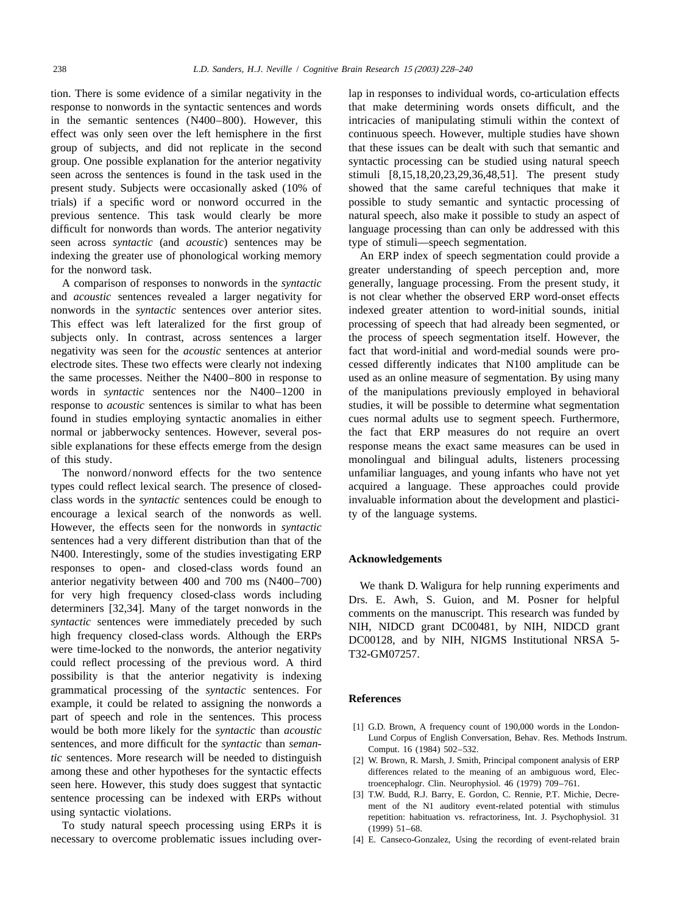tion. There is some evidence of a similar negativity in the response to nonwords in the syntactic sentences and words in the semantic sentences (N400–800). However, this effect was only seen over the left hemisphere in the first group of subjects, and did not replicate in the second group. One possible explanation for the anterior negativity seen across the sentences is found in the task used in the present study. Subjects were occasionally asked (10% of trials) if a specific word or nonword occurred in the previous sentence. This task would clearly be more difficult for nonwords than words. The anterior negativity seen across *syntactic* (and *acoustic*) sentences may be indexing the greater use of phonological working memory for the nonword task.

A comparison of responses to nonwords in the *syntactic* and *acoustic* sentences revealed a larger negativity for nonwords in the *syntactic* sentences over anterior sites. This effect was left lateralized for the first group of subjects only. In contrast, across sentences a larger negativity was seen for the *acoustic* sentences at anterior electrode sites. These two effects were clearly not indexing the same processes. Neither the N400–800 in response to words in *syntactic* sentences nor the N400–1200 in response to *acoustic* sentences is similar to what has been found in studies employing syntactic anomalies in either normal or jabberwocky sentences. However, several possible explanations for these effects emerge from the design of this study.

The nonword/nonword effects for the two sentence types could reflect lexical search. The presence of closed-class words in the *syntactic* sentences could be enough to encourage a lexical search of the nonwords as well. However, the effects seen for the nonwords in *syntactic* sentences had a very different distribution than that of the N400. Interestingly, some of the studies investigating ERP responses to open- and closed-class words found an anterior negativity between 400 and 700 ms (N400–700) for very high frequency closed-class words including determiners [32,34]. Many of the target nonwords in the *syntactic* sentences were immediately preceded by such high frequency closed-class words. Although the ERPs were time-locked to the nonwords, the anterior negativity could reflect processing of the previous word. A third possibility is that the anterior negativity is indexing grammatical processing of the *syntactic* sentences. For example, it could be related to assigning the nonwords a part of speech and role in the sentences. This process would be both more likely for the *syntactic* than *acoustic* sentences, and more difficult for the *syntactic* than *semantic* sentences. More research will be needed to distinguish among these and other hypotheses for the syntactic effects seen here. However, this study does suggest that syntactic sentence processing can be indexed with ERPs without using syntactic violations.

To study natural speech processing using ERPs it is necessary to overcome problematic issues including overlap in responses to individual words, co-articulation effects that make determining words onsets difficult, and the intricacies of manipulating stimuli within the context of continuous speech. However, multiple studies have shown that these issues can be dealt with such that semantic and syntactic processing can be studied using natural speech stimuli [8,15,18,20,23,29,36,48,51]. The present study showed that the same careful techniques that make it possible to study semantic and syntactic processing of natural speech, also make it possible to study an aspect of language processing than can only be addressed with this type of stimuli—speech segmentation.

An ERP index of speech segmentation could provide a greater understanding of speech perception and, more generally, language processing. From the present study, it is not clear whether the observed ERP word-onset effects indexed greater attention to word-initial sounds, initial processing of speech that had already been segmented, or the process of speech segmentation itself. However, the fact that word-initial and word-medial sounds were processed differently indicates that N100 amplitude can be used as an online measure of segmentation. By using many of the manipulations previously employed in behavioral studies, it will be possible to determine what segmentation cues normal adults use to segment speech. Furthermore, the fact that ERP measures do not require an overt response means the exact same measures can be used in monolingual and bilingual adults, listeners processing unfamiliar languages, and young infants who have not yet acquired a language. These approaches could provide invaluable information about the development and plasticity of the language systems.

## Acknowledgements

We thank D. Waligura for help running experiments and Drs. E. Awh, S. Guion, and M. Posner for helpful comments on the manuscript. This research was funded by NIH, NIDCD grant DC00481, by NIH, NIDCD grant DC00128, and by NIH, NIGMS Institutional NRSA 5-T32-GM07257.

## References

[1] G.D. Brown, A frequency count of 190,000 words in the London-Lund Corpus of English Conversation, Behav. Res. Methods Instrum. Comput. 16 (1984) 502–532.

[2] W. Brown, R. Marsh, J. Smith, Principal component analysis of ERP differences related to the meaning of an ambiguous word, Electroencephalogr. Clin. Neurophysiol. 46 (1979) 709–761.

[3] T.W. Budd, R.J. Barry, E. Gordon, C. Rennie, P.T. Michie, Decrement of the N1 auditory event-related potential with stimulus repetition: habituation vs. refractoriness, Int. J. Psychophysiol. 31 (1999) 51–68.

[4] E. Canseco-Gonzalez, Using the recording of event-related brain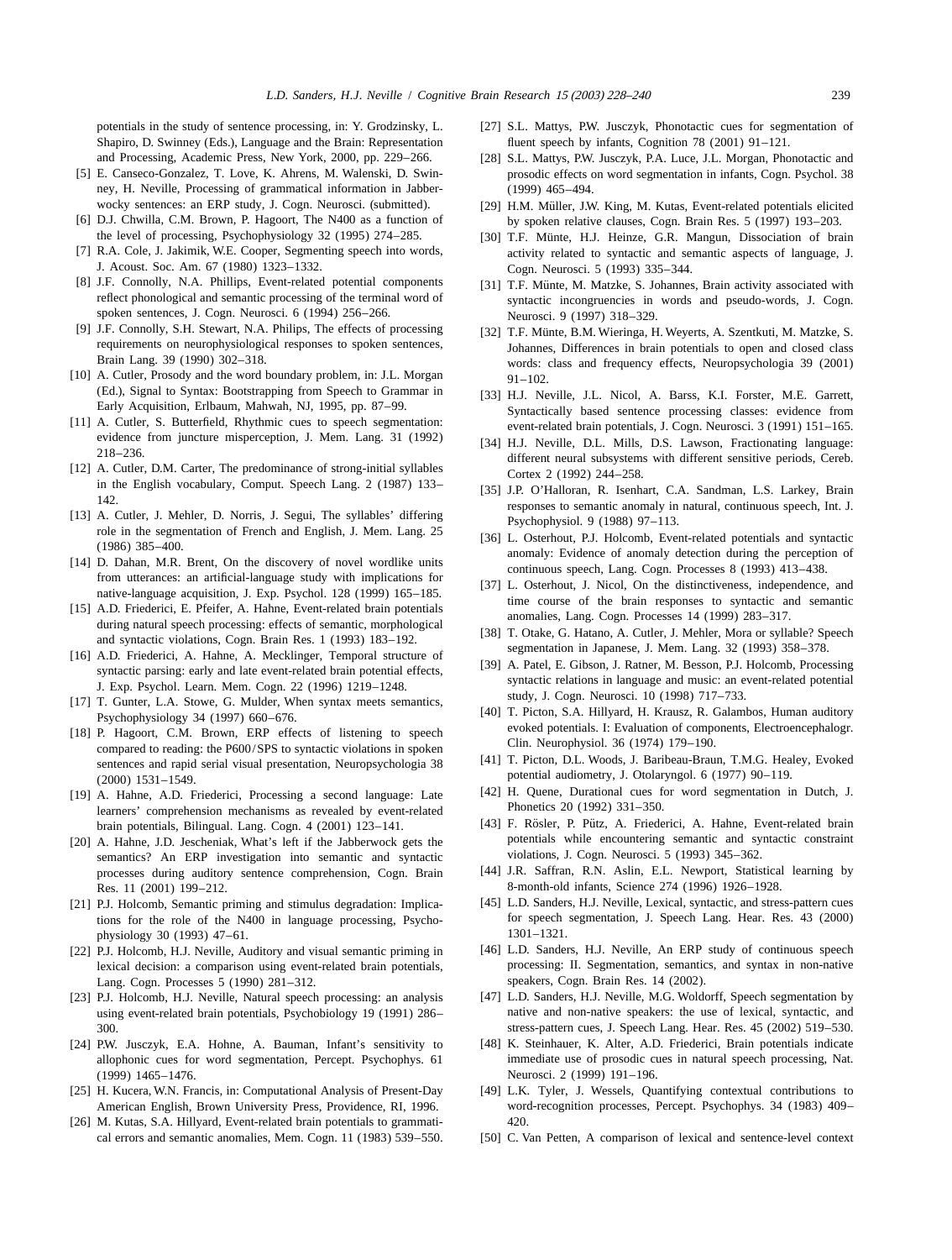potentials in the study of sentence processing, in: Y. Grodzinsky, L. Shapiro, D. Swinney (Eds.), Language and the Brain: Representation and Processing, Academic Press, New York, 2000, pp. 229–266.

[5] E. Canseco-Gonzalez, T. Love, K. Ahrens, M. Walenski, D. Swinney, H. Neville, Processing of grammatical information in Jabberwocky sentences: an ERP study, J. Cogn. Neurosci. (submitted).

[6] D.J. Chwilla, C.M. Brown, P. Hagoort, The N400 as a function of the level of processing, Psychophysiology 32 (1995) 274–285.

[7] R.A. Cole, J. Jakimik, W.E. Cooper, Segmenting speech into words, J. Acoust. Soc. Am. 67 (1980) 1323–1332.

[8] J.F. Connolly, N.A. Phillips, Event-related potential components reflect phonological and semantic processing of the terminal word of spoken sentences, J. Cogn. Neurosci. 6 (1994) 256–266.

[9] J.F. Connolly, S.H. Stewart, N.A. Philips, The effects of processing requirements on neurophysiological responses to spoken sentences, Brain Lang. 39 (1990) 302–318.

[10] A. Cutler, Prosody and the word boundary problem, in: J.L. Morgan (Ed.), Signal to Syntax: Bootstrapping from Speech to Grammar in Early Acquisition, Erlbaum, Mahwah, NJ, 1995, pp. 87–99.

[11] A. Cutler, S. Butterfield, Rhythmic cues to speech segmentation: evidence from juncture misperception, J. Mem. Lang. 31 (1992) 218–236.

[12] A. Cutler, D.M. Carter, The predominance of strong-initial syllables in the English vocabulary, Comput. Speech Lang. 2 (1987) 133–142.

[13] A. Cutler, J. Mehler, D. Norris, J. Segui, The syllables' differing role in the segmentation of French and English, J. Mem. Lang. 25 (1986) 385–400.

[14] D. Dahan, M.R. Brent, On the discovery of novel wordlike units from utterances: an artificial-language study with implications for native-language acquisition, J. Exp. Psychol. 128 (1999) 165–185.

[15] A.D. Friederici, E. Pfeifer, A. Hahne, Event-related brain potentials during natural speech processing: effects of semantic, morphological and syntactic violations, Cogn. Brain Res. 1 (1993) 183–192.

[16] A.D. Friederici, A. Hahne, A. Mecklinger, Temporal structure of syntactic parsing: early and late event-related brain potential effects, J. Exp. Psychol. Learn. Mem. Cogn. 22 (1996) 1219–1248.

[17] T. Gunter, L.A. Stowe, G. Mulder, When syntax meets semantics, Psychophysiology 34 (1997) 660–676.

[18] P. Hagoort, C.M. Brown, ERP effects of listening to speech compared to reading: the P600/SPS to syntactic violations in spoken sentences and rapid serial visual presentation, Neuropsychologia 38 (2000) 1531–1549.

[19] A. Hahne, A.D. Friederici, Processing a second language: Late learners' comprehension mechanisms as revealed by event-related brain potentials, Bilingual. Lang. Cogn. 4 (2001) 123–141.

[20] A. Hahne, J.D. Jescheniak, What's left if the Jabberwock gets the semantics? An ERP investigation into semantic and syntactic processes during auditory sentence comprehension, Cogn. Brain Res. 11 (2001) 199–212.

[21] P.J. Holcomb, Semantic priming and stimulus degradation: Implications for the role of the N400 in language processing, Psychophysiology 30 (1993) 47–61.

[22] P.J. Holcomb, H.J. Neville, Auditory and visual semantic priming in lexical decision: a comparison using event-related brain potentials, Lang. Cogn. Processes 5 (1990) 281–312.

[23] P.J. Holcomb, H.J. Neville, Natural speech processing: an analysis using event-related brain potentials, Psychobiology 19 (1991) 286–300.

[24] P.W. Jusczyk, E.A. Hohne, A. Bauman, Infant's sensitivity to allophonic cues for word segmentation, Percept. Psychophys. 61 (1999) 1465–1476.

[25] H. Kucera, W.N. Francis, in: Computational Analysis of Present-Day American English, Brown University Press, Providence, RI, 1996.

[26] M. Kutas, S.A. Hillyard, Event-related brain potentials to grammatical errors and semantic anomalies, Mem. Cogn. 11 (1983) 539–550.

[27] S.L. Mattys, P.W. Jusczyk, Phonotactic cues for segmentation of fluent speech by infants, Cognition 78 (2001) 91–121.

[28] S.L. Mattys, P.W. Jusczyk, P.A. Luce, J.L. Morgan, Phonotactic and prosodic effects on word segmentation in infants, Cogn. Psychol. 38 (1999) 465–494.

[29] H.M. Müller, J.W. King, M. Kutas, Event-related potentials elicited by spoken relative clauses, Cogn. Brain Res. 5 (1997) 193–203.

[30] T.F. Münte, H.J. Heinze, G.R. Mangun, Dissociation of brain activity related to syntactic and semantic aspects of language, J. Cogn. Neurosci. 5 (1993) 335–344.

[31] T.F. Münte, M. Matzke, S. Johannes, Brain activity associated with syntactic incongruencies in words and pseudo-words, J. Cogn. Neurosci. 9 (1997) 318–329.

[32] T.F. Münte, B.M. Wieringa, H. Weyerts, A. Szentkuti, M. Matzke, S. Johannes, Differences in brain potentials to open and closed class words: class and frequency effects, Neuropsychologia 39 (2001) 91–102.

[33] H.J. Neville, J.L. Nicol, A. Barss, K.I. Forster, M.E. Garrett, Syntactically based sentence processing classes: evidence from event-related brain potentials, J. Cogn. Neurosci. 3 (1991) 151–165.

[34] H.J. Neville, D.L. Mills, D.S. Lawson, Fractionating language: different neural subsystems with different sensitive periods, Cereb. Cortex 2 (1992) 244–258.

[35] J.P. O'Halloran, R. Isenhart, C.A. Sandman, L.S. Larkey, Brain responses to semantic anomaly in natural, continuous speech, Int. J. Psychophysiol. 9 (1988) 97–113.

[36] L. Osterhout, P.J. Holcomb, Event-related potentials and syntactic anomaly: Evidence of anomaly detection during the perception of continuous speech, Lang. Cogn. Processes 8 (1993) 413–438.

[37] L. Osterhout, J. Nicol, On the distinctiveness, independence, and time course of the brain responses to syntactic and semantic anomalies, Lang. Cogn. Processes 14 (1999) 283–317.

[38] T. Otake, G. Hatano, A. Cutler, J. Mehler, Mora or syllable? Speech segmentation in Japanese, J. Mem. Lang. 32 (1993) 358–378.

[39] A. Patel, E. Gibson, J. Ratner, M. Besson, P.J. Holcomb, Processing syntactic relations in language and music: an event-related potential study, J. Cogn. Neurosci. 10 (1998) 717–733.

[40] T. Picton, S.A. Hillyard, H. Krausz, R. Galambos, Human auditory evoked potentials. I: Evaluation of components, Electroencephalogr. Clin. Neurophysiol. 36 (1974) 179–190.

[41] T. Picton, D.L. Woods, J. Baribeau-Braun, T.M.G. Healey, Evoked potential audiometry, J. Otolaryngol. 6 (1977) 90–119.

[42] H. Quene, Durational cues for word segmentation in Dutch, J. Phonetics 20 (1992) 331–350.

[43] F. Rösler, P. Pütz, A. Friederici, A. Hahne, Event-related brain potentials while encountering semantic and syntactic constraint violations, J. Cogn. Neurosci. 5 (1993) 345–362.

[44] J.R. Saffran, R.N. Aslin, E.L. Newport, Statistical learning by 8-month-old infants, Science 274 (1996) 1926–1928.

[45] L.D. Sanders, H.J. Neville, Lexical, syntactic, and stress-pattern cues for speech segmentation, J. Speech Lang. Hear. Res. 43 (2000) 1301–1321.

[46] L.D. Sanders, H.J. Neville, An ERP study of continuous speech processing: II. Segmentation, semantics, and syntax in non-native speakers, Cogn. Brain Res. 14 (2002).

[47] L.D. Sanders, H.J. Neville, M.G. Woldorff, Speech segmentation by native and non-native speakers: the use of lexical, syntactic, and stress-pattern cues, J. Speech Lang. Hear. Res. 45 (2002) 519–530.

[48] K. Steinhauer, K. Alter, A.D. Friederici, Brain potentials indicate immediate use of prosodic cues in natural speech processing, Nat. Neurosci. 2 (1999) 191–196.

[49] L.K. Tyler, J. Wessels, Quantifying contextual contributions to word-recognition processes, Percept. Psychophys. 34 (1983) 409–420.

[50] C. Van Petten, A comparison of lexical and sentence-level context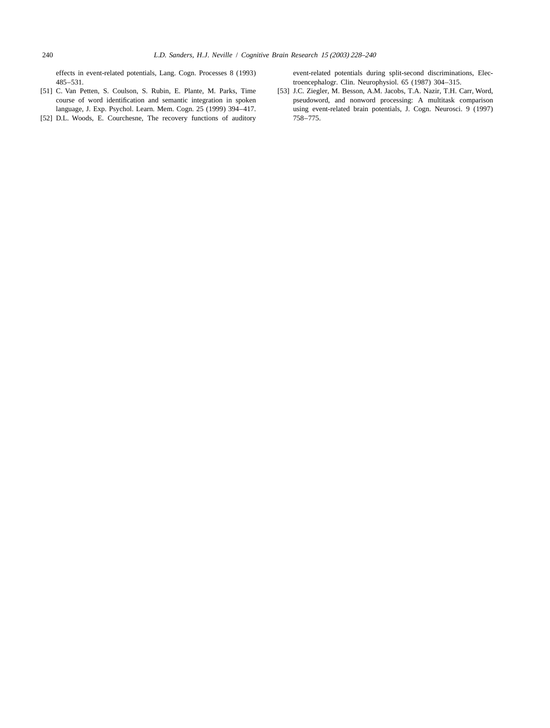effects in event-related potentials, Lang. Cogn. Processes 8 (1993) 485–531.

[51] C. Van Petten, S. Coulson, S. Rubin, E. Plante, M. Parks, Time course of word identification and semantic integration in spoken language, J. Exp. Psychol. Learn. Mem. Cogn. 25 (1999) 394–417.

[52] D.L. Woods, E. Courchesne, The recovery functions of auditory event-related potentials during split-second discriminations, Electroencephalogr. Clin. Neurophysiol. 65 (1987) 304–315.

[53] J.C. Ziegler, M. Besson, A.M. Jacobs, T.A. Nazir, T.H. Carr, Word, pseudoword, and nonword processing: A multitask comparison using event-related brain potentials, J. Cogn. Neurosci. 9 (1997) 758–775.